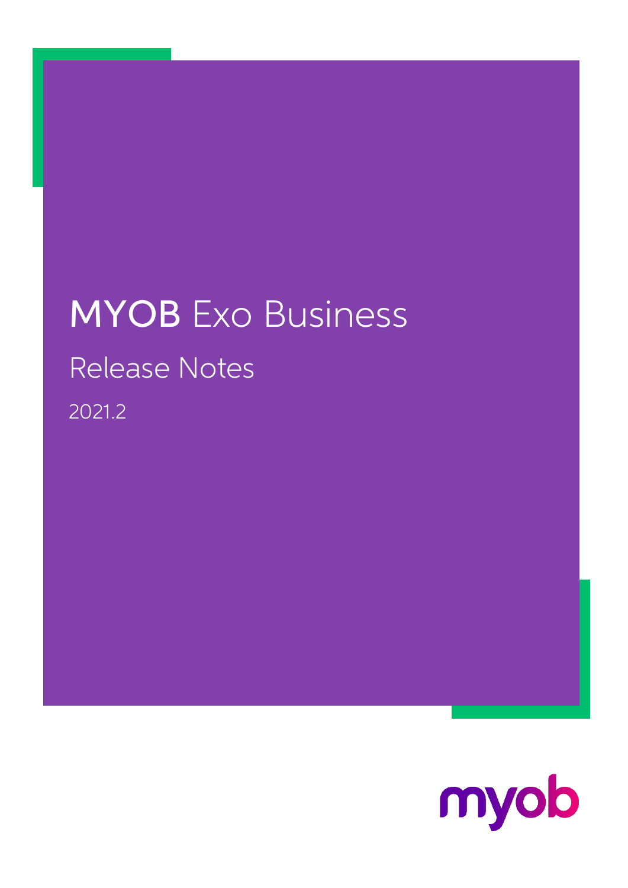# MYOB Exo Business

## Release Notes

2021.2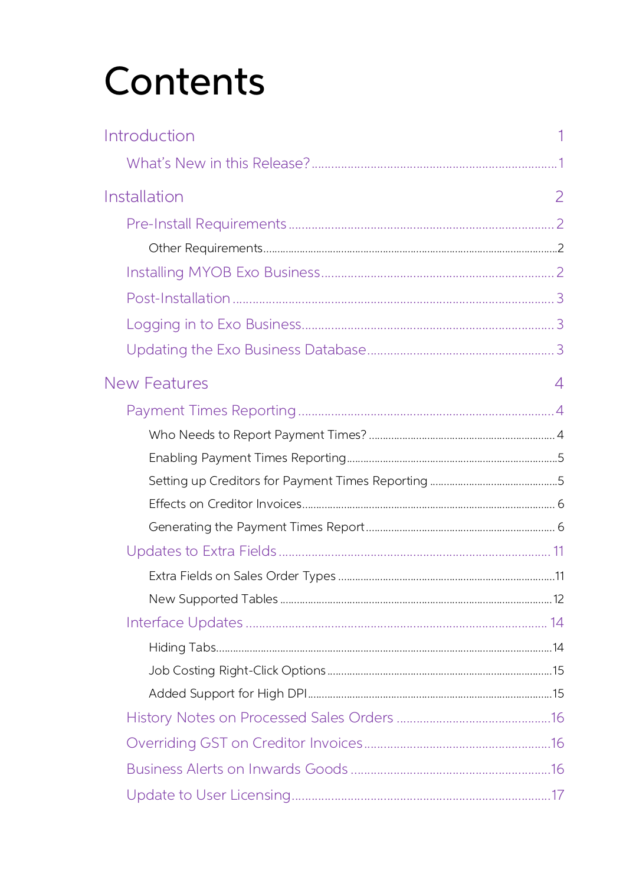# Contents

Introduction 1

- What's New in this Release? 1

Installation 2

- Pre-Install Requirements 2
  - Other Requirements 2
- Installing MYOB Exo Business 2
- Post-Installation 3
- Logging in to Exo Business 3
- Updating the Exo Business Database 3

New Features 4

- Payment Times Reporting 4
  - Who Needs to Report Payment Times? 4
  - Enabling Payment Times Reporting 5
  - Setting up Creditors for Payment Times Reporting 5
  - Effects on Creditor Invoices 6
  - Generating the Payment Times Report 6
- Updates to Extra Fields 11
  - Extra Fields on Sales Order Types 11
  - New Supported Tables 12
- Interface Updates 14
  - Hiding Tabs 14
  - Job Costing Right-Click Options 15
  - Added Support for High DPI 15
- History Notes on Processed Sales Orders 16
- Overriding GST on Creditor Invoices 16
- Business Alerts on Inwards Goods 16
- Update to User Licensing 17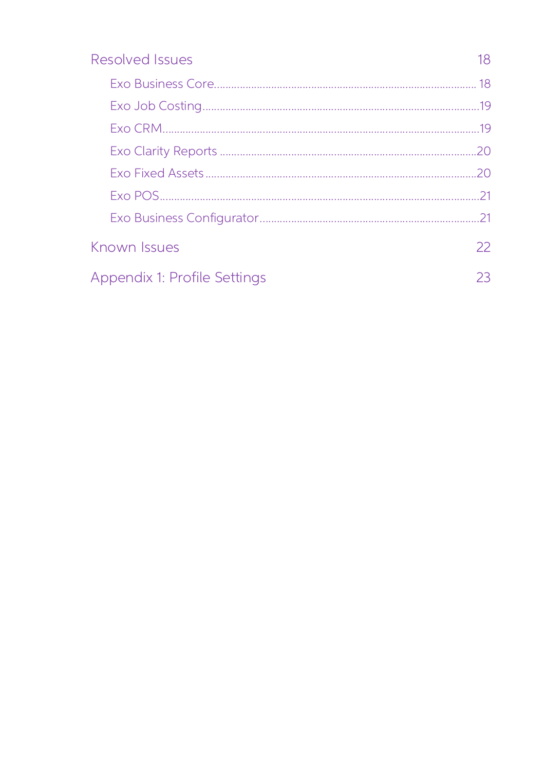Resolved Issues 18

- Exo Business Core 18
- Exo Job Costing 19
- Exo CRM 19
- Exo Clarity Reports 20
- Exo Fixed Assets 20
- Exo POS 21
- Exo Business Configurator 21

Known Issues 22

Appendix 1: Profile Settings 23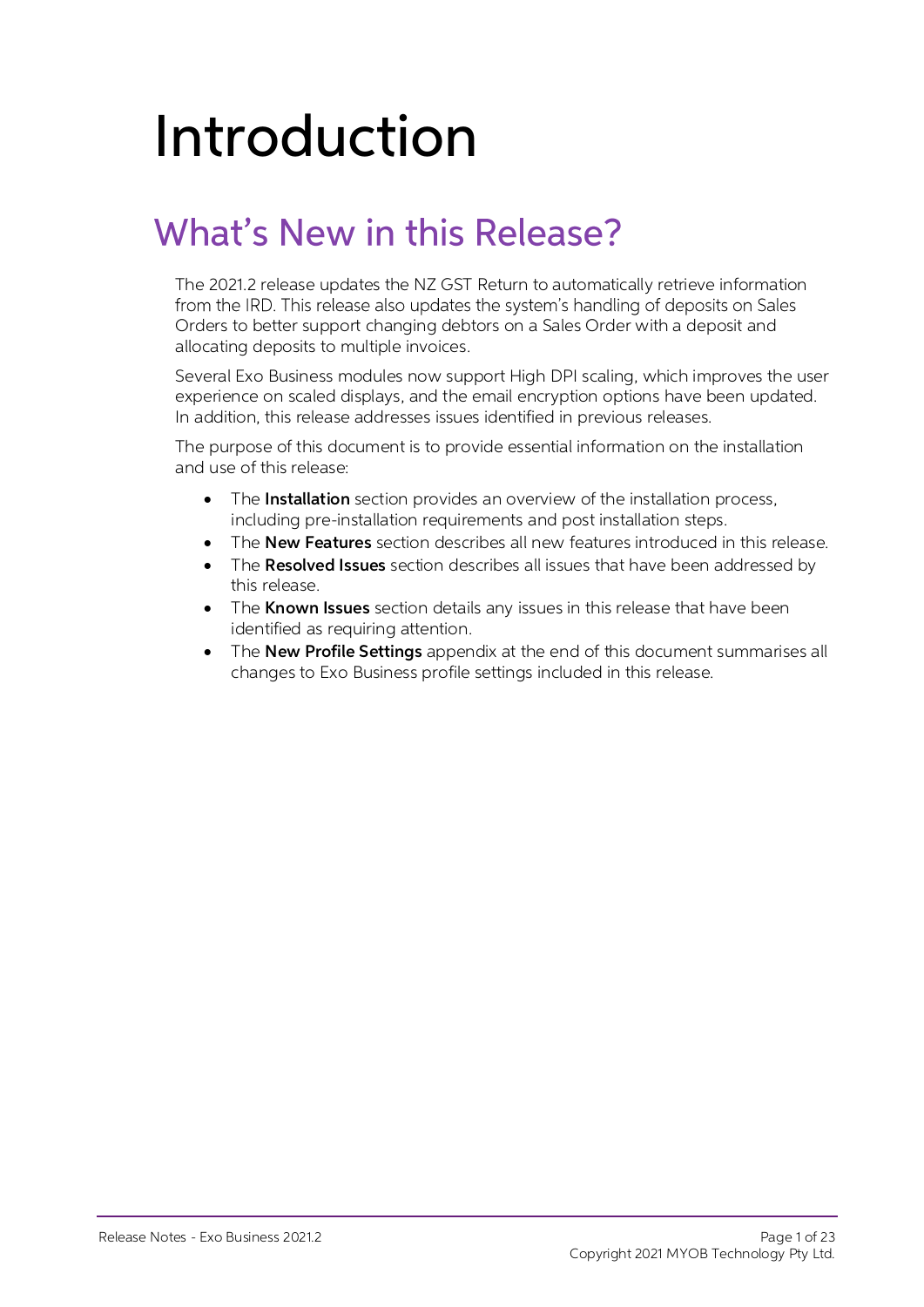# Introduction

## What's New in this Release?

The 2021.2 release updates the NZ GST Return to automatically retrieve information from the IRD. This release also updates the system's handling of deposits on Sales Orders to better support changing debtors on a Sales Order with a deposit and allocating deposits to multiple invoices.

Several Exo Business modules now support High DPI scaling, which improves the user experience on scaled displays, and the email encryption options have been updated. In addition, this release addresses issues identified in previous releases.

The purpose of this document is to provide essential information on the installation and use of this release:

- The **Installation** section provides an overview of the installation process, including pre-installation requirements and post installation steps.
- The **New Features** section describes all new features introduced in this release.
- The **Resolved Issues** section describes all issues that have been addressed by this release.
- The **Known Issues** section details any issues in this release that have been identified as requiring attention.
- The **New Profile Settings** appendix at the end of this document summarises all changes to Exo Business profile settings included in this release.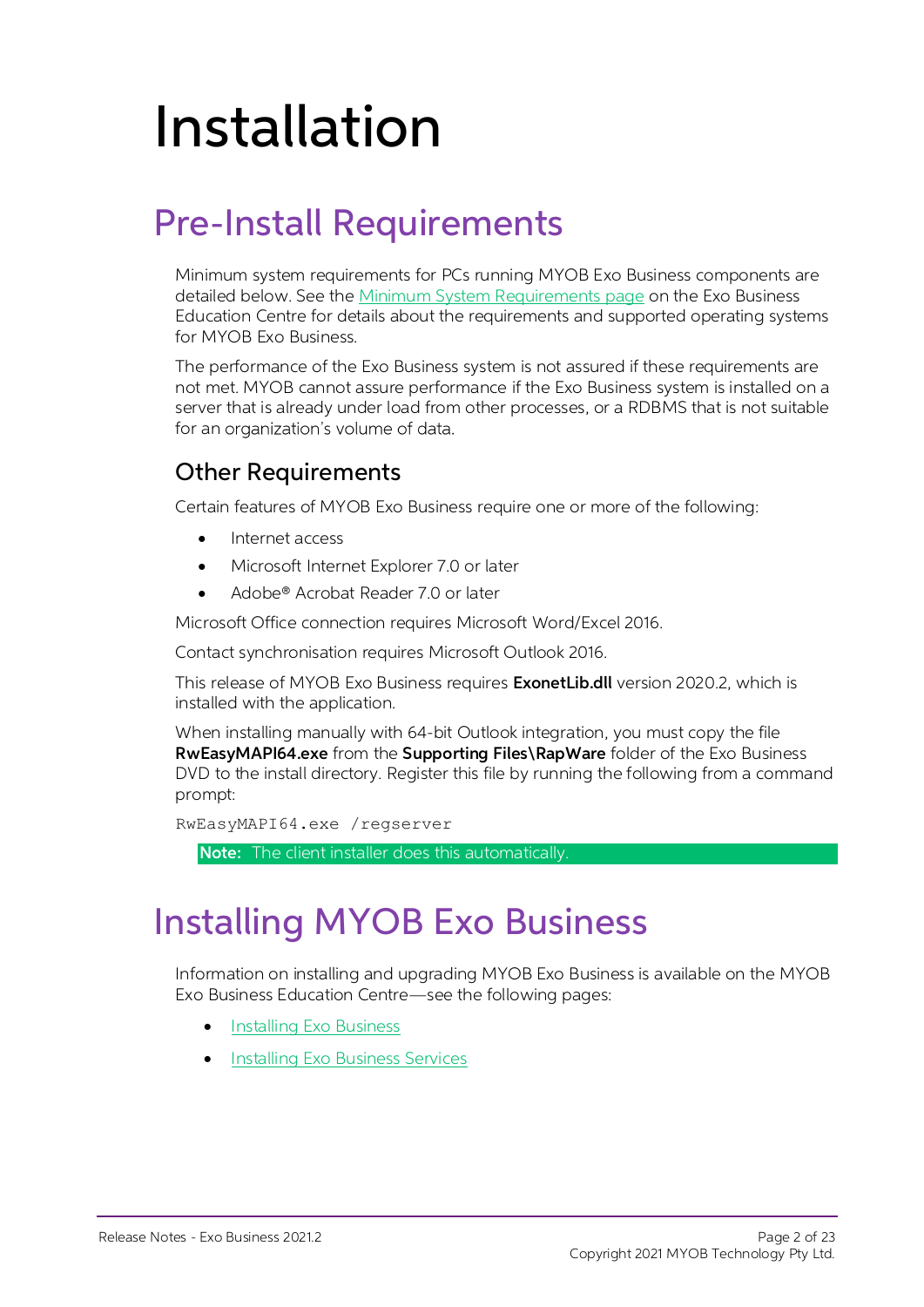# Installation

## Pre-Install Requirements

Minimum system requirements for PCs running MYOB Exo Business components are detailed below. See the [Minimum System Requirements page](#) on the Exo Business Education Centre for details about the requirements and supported operating systems for MYOB Exo Business.

The performance of the Exo Business system is not assured if these requirements are not met. MYOB cannot assure performance if the Exo Business system is installed on a server that is already under load from other processes, or a RDBMS that is not suitable for an organization's volume of data.

### Other Requirements

Certain features of MYOB Exo Business require one or more of the following:

- Internet access
- Microsoft Internet Explorer 7.0 or later
- Adobe® Acrobat Reader 7.0 or later

Microsoft Office connection requires Microsoft Word/Excel 2016.

Contact synchronisation requires Microsoft Outlook 2016.

This release of MYOB Exo Business requires **ExonetLib.dll** version 2020.2, which is installed with the application.

When installing manually with 64-bit Outlook integration, you must copy the file **RwEasyMAPI64.exe** from the **Supporting Files\RapWare** folder of the Exo Business DVD to the install directory. Register this file by running the following from a command prompt:

```
RwEasyMAPI64.exe /regserver
```

**Note:** The client installer does this automatically.

## Installing MYOB Exo Business

Information on installing and upgrading MYOB Exo Business is available on the MYOB Exo Business Education Centre—see the following pages:

- [Installing Exo Business](#)
- [Installing Exo Business Services](#)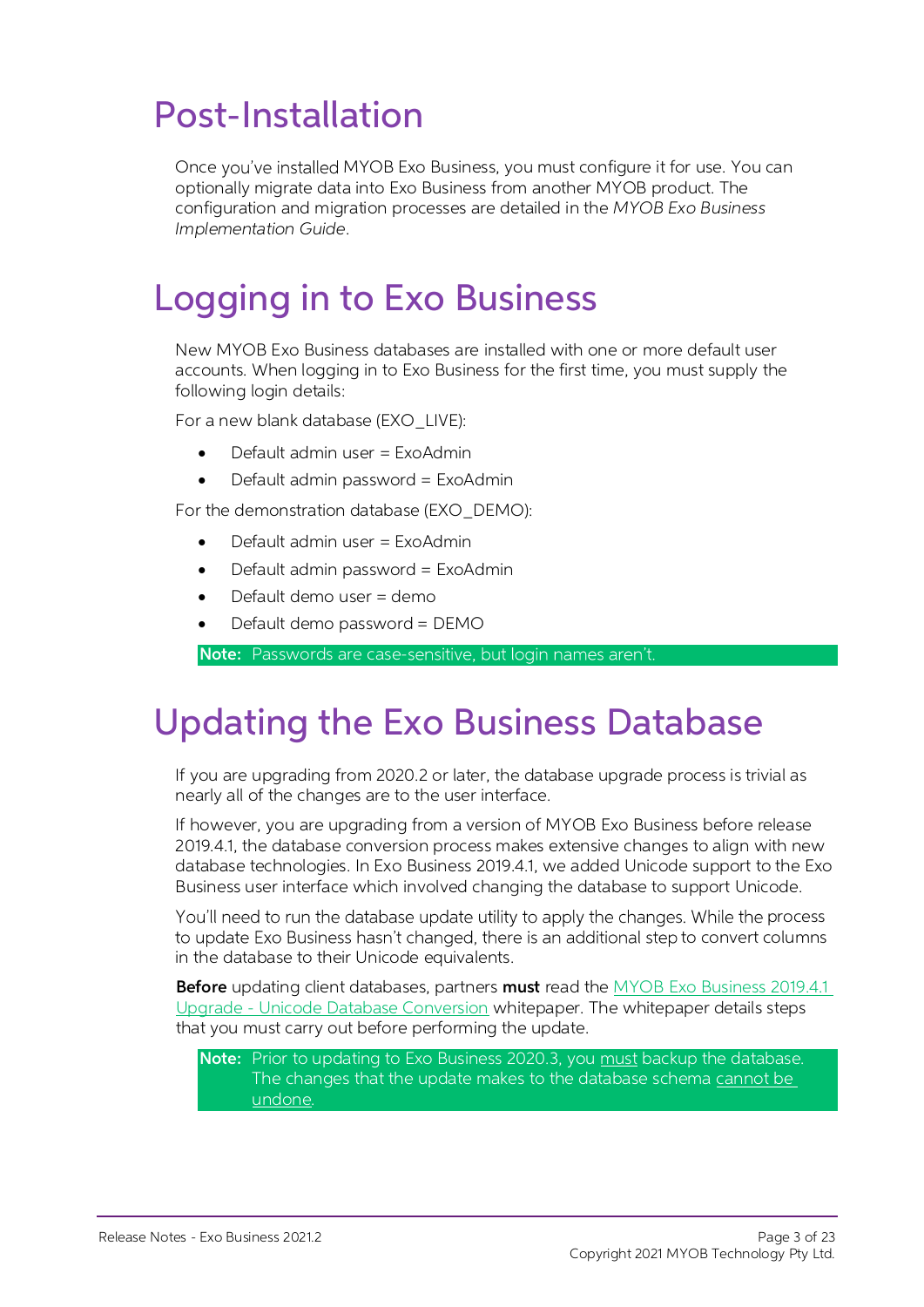# Post-Installation

Once you've installed MYOB Exo Business, you must configure it for use. You can optionally migrate data into Exo Business from another MYOB product. The configuration and migration processes are detailed in the *MYOB Exo Business Implementation Guide*.

# Logging in to Exo Business

New MYOB Exo Business databases are installed with one or more default user accounts. When logging in to Exo Business for the first time, you must supply the following login details:

For a new blank database (EXO_LIVE):

- Default admin user = ExoAdmin
- Default admin password = ExoAdmin

For the demonstration database (EXO_DEMO):

- Default admin user = ExoAdmin
- Default admin password = ExoAdmin
- Default demo user = demo
- Default demo password = DEMO

**Note:** Passwords are case-sensitive, but login names aren't.

# Updating the Exo Business Database

If you are upgrading from 2020.2 or later, the database upgrade process is trivial as nearly all of the changes are to the user interface.

If however, you are upgrading from a version of MYOB Exo Business before release 2019.4.1, the database conversion process makes extensive changes to align with new database technologies. In Exo Business 2019.4.1, we added Unicode support to the Exo Business user interface which involved changing the database to support Unicode.

You'll need to run the database update utility to apply the changes. While the process to update Exo Business hasn't changed, there is an additional step to convert columns in the database to their Unicode equivalents.

**Before** updating client databases, partners **must** read the MYOB Exo Business 2019.4.1 Upgrade - Unicode Database Conversion whitepaper. The whitepaper details steps that you must carry out before performing the update.

**Note:** Prior to updating to Exo Business 2020.3, you must backup the database. The changes that the update makes to the database schema cannot be undone.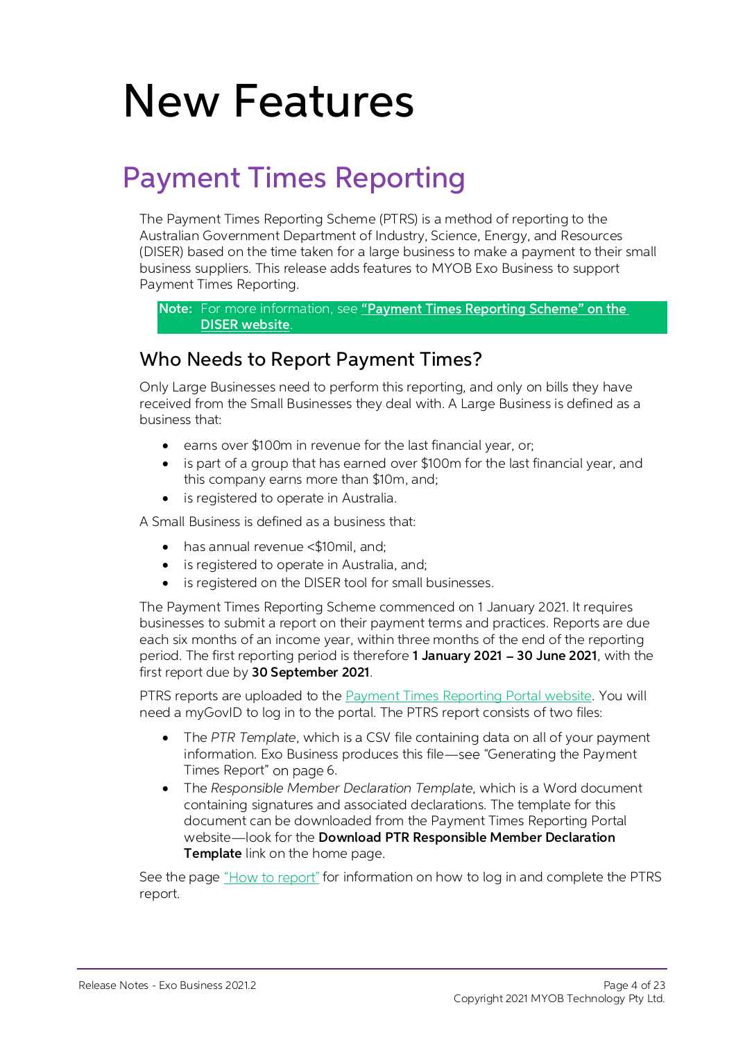# New Features

## Payment Times Reporting

The Payment Times Reporting Scheme (PTRS) is a method of reporting to the Australian Government Department of Industry, Science, Energy, and Resources (DISER) based on the time taken for a large business to make a payment to their small business suppliers. This release adds features to MYOB Exo Business to support Payment Times Reporting.

> **Note:** For more information, see **"Payment Times Reporting Scheme" on the DISER website**.

### Who Needs to Report Payment Times?

Only Large Businesses need to perform this reporting, and only on bills they have received from the Small Businesses they deal with. A Large Business is defined as a business that:

- earns over $100m in revenue for the last financial year, or;
- is part of a group that has earned over $100m for the last financial year, and this company earns more than $10m, and;
- is registered to operate in Australia.

A Small Business is defined as a business that:

- has annual revenue <$10mil, and;
- is registered to operate in Australia, and;
- is registered on the DISER tool for small businesses.

The Payment Times Reporting Scheme commenced on 1 January 2021. It requires businesses to submit a report on their payment terms and practices. Reports are due each six months of an income year, within three months of the end of the reporting period. The first reporting period is therefore **1 January 2021 – 30 June 2021**, with the first report due by **30 September 2021**.

PTRS reports are uploaded to the Payment Times Reporting Portal website. You will need a myGovID to log in to the portal. The PTRS report consists of two files:

- The *PTR Template*, which is a CSV file containing data on all of your payment information. Exo Business produces this file—see "Generating the Payment Times Report" on page 6.
- The *Responsible Member Declaration Template*, which is a Word document containing signatures and associated declarations. The template for this document can be downloaded from the Payment Times Reporting Portal website—look for the **Download PTR Responsible Member Declaration Template** link on the home page.

See the page "How to report" for information on how to log in and complete the PTRS report.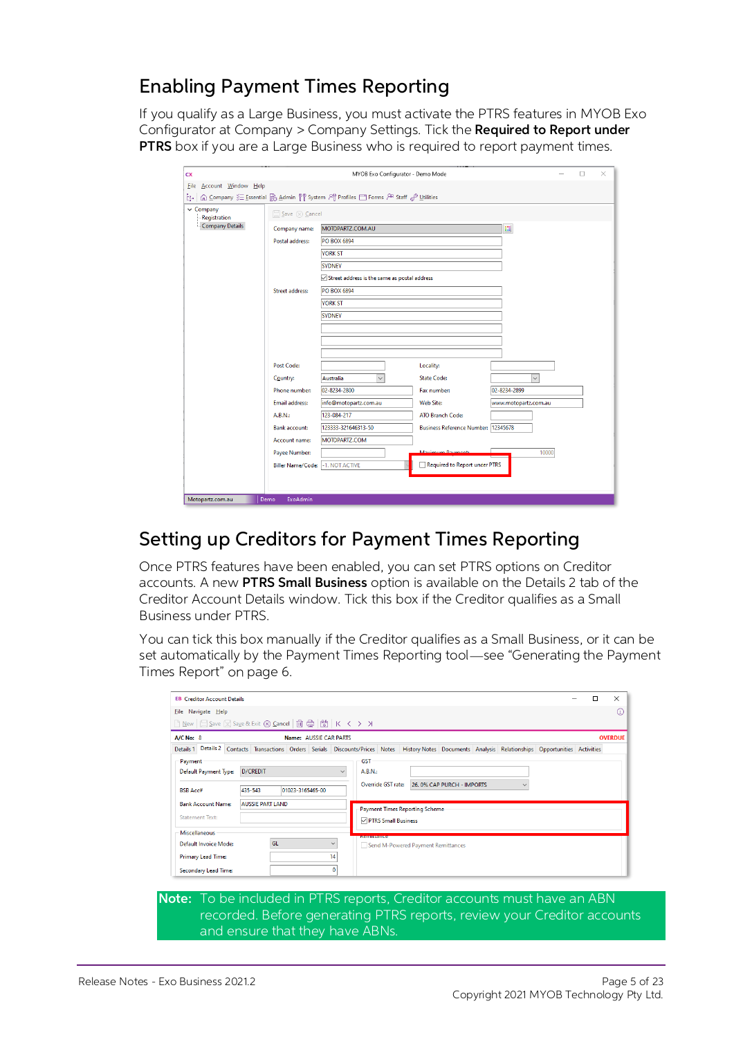## Enabling Payment Times Reporting

If you qualify as a Large Business, you must activate the PTRS features in MYOB Exo Configurator at Company > Company Settings. Tick the **Required to Report under PTRS** box if you are a Large Business who is required to report payment times.

## Setting up Creditors for Payment Times Reporting

Once PTRS features have been enabled, you can set PTRS options on Creditor accounts. A new **PTRS Small Business** option is available on the Details 2 tab of the Creditor Account Details window. Tick this box if the Creditor qualifies as a Small Business under PTRS.

You can tick this box manually if the Creditor qualifies as a Small Business, or it can be set automatically by the Payment Times Reporting tool—see "Generating the Payment Times Report" on page 6.

**Note:** To be included in PTRS reports, Creditor accounts must have an ABN recorded. Before generating PTRS reports, review your Creditor accounts and ensure that they have ABNs.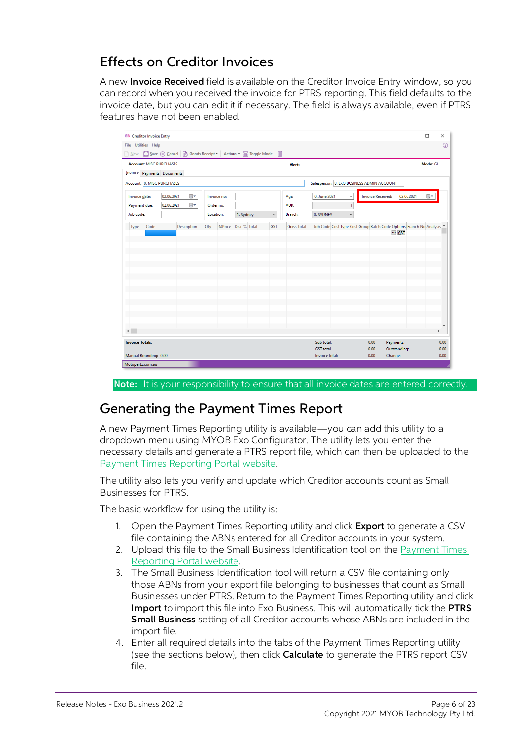## Effects on Creditor Invoices

A new **Invoice Received** field is available on the Creditor Invoice Entry window, so you can record when you received the invoice for PTRS reporting. This field defaults to the invoice date, but you can edit it if necessary. The field is always available, even if PTRS features have not been enabled.

**Note:** It is your responsibility to ensure that all invoice dates are entered correctly.

## Generating the Payment Times Report

A new Payment Times Reporting utility is available—you can add this utility to a dropdown menu using MYOB Exo Configurator. The utility lets you enter the necessary details and generate a PTRS report file, which can then be uploaded to the Payment Times Reporting Portal website.

The utility also lets you verify and update which Creditor accounts count as Small Businesses for PTRS.

The basic workflow for using the utility is:

1. Open the Payment Times Reporting utility and click **Export** to generate a CSV file containing the ABNs entered for all Creditor accounts in your system.
2. Upload this file to the Small Business Identification tool on the Payment Times Reporting Portal website.
3. The Small Business Identification tool will return a CSV file containing only those ABNs from your export file belonging to businesses that count as Small Businesses under PTRS. Return to the Payment Times Reporting utility and click **Import** to import this file into Exo Business. This will automatically tick the **PTRS Small Business** setting of all Creditor accounts whose ABNs are included in the import file.
4. Enter all required details into the tabs of the Payment Times Reporting utility (see the sections below), then click **Calculate** to generate the PTRS report CSV file.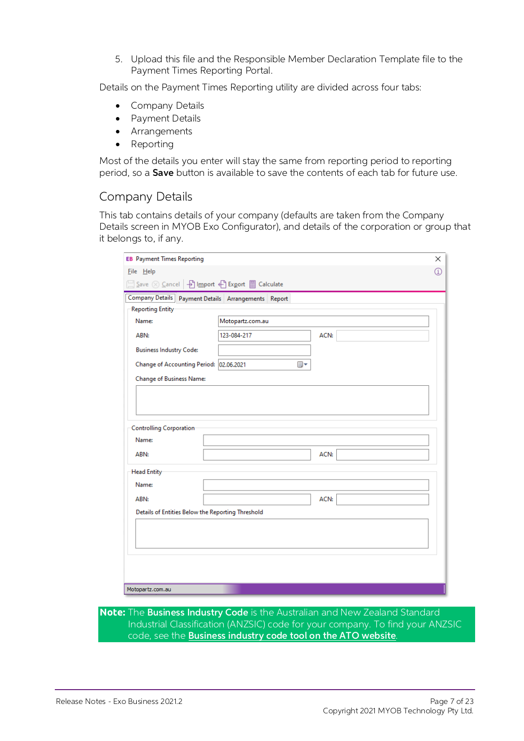5. Upload this file and the Responsible Member Declaration Template file to the Payment Times Reporting Portal.

Details on the Payment Times Reporting utility are divided across four tabs:

- Company Details
- Payment Details
- Arrangements
- Reporting

Most of the details you enter will stay the same from reporting period to reporting period, so a **Save** button is available to save the contents of each tab for future use.

## Company Details

This tab contains details of your company (defaults are taken from the Company Details screen in MYOB Exo Configurator), and details of the corporation or group that it belongs to, if any.

**Note:** The **Business Industry Code** is the Australian and New Zealand Standard Industrial Classification (ANZSIC) code for your company. To find your ANZSIC code, see the **Business industry code tool on the ATO website**.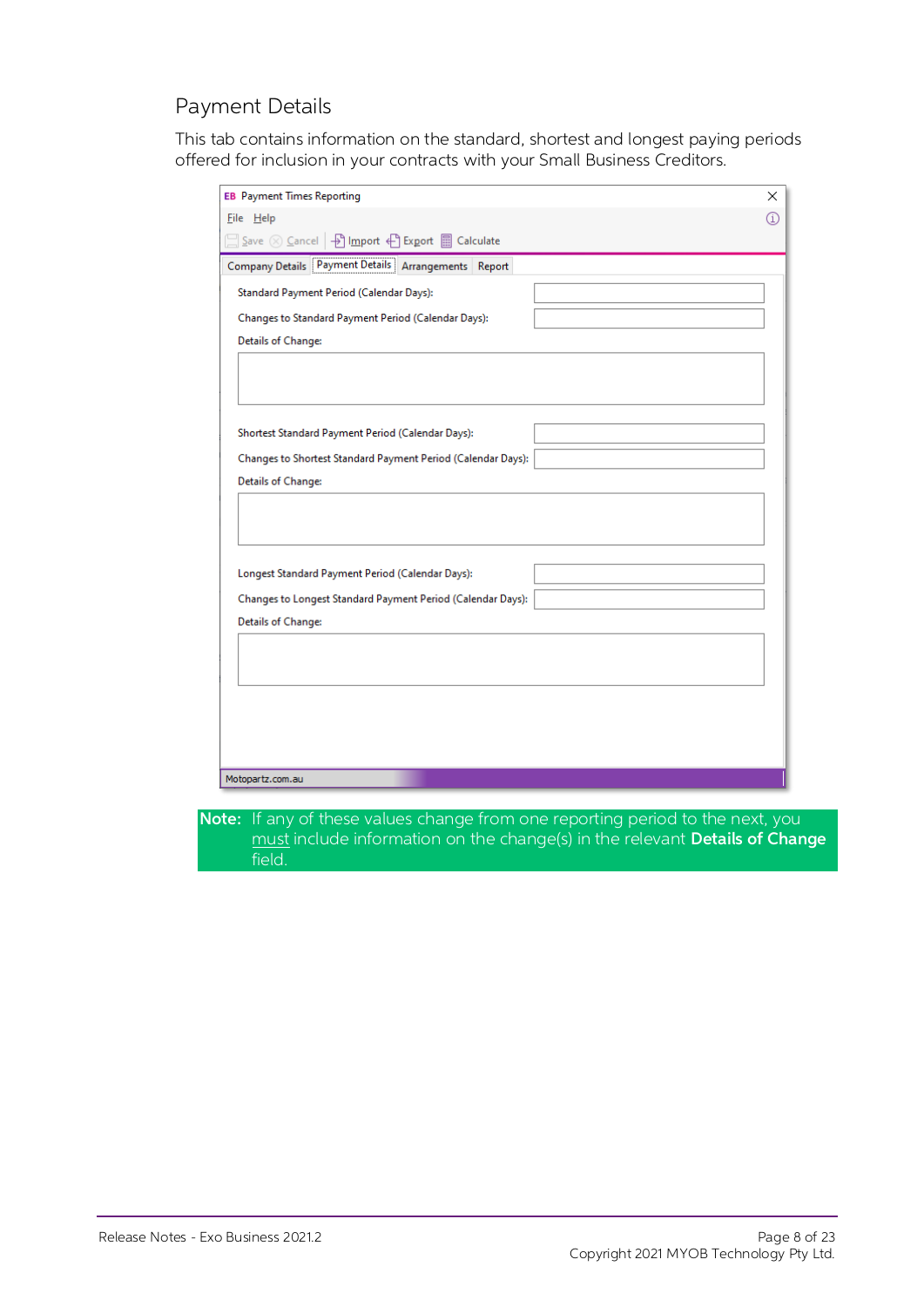## Payment Details

This tab contains information on the standard, shortest and longest paying periods offered for inclusion in your contracts with your Small Business Creditors.

EB Payment Times Reporting

File Help

Save Cancel Import Export Calculate

Company Details | Payment Details | Arrangements | Report

Standard Payment Period (Calendar Days):

Changes to Standard Payment Period (Calendar Days):

Details of Change:

Shortest Standard Payment Period (Calendar Days):

Changes to Shortest Standard Payment Period (Calendar Days):

Details of Change:

Longest Standard Payment Period (Calendar Days):

Changes to Longest Standard Payment Period (Calendar Days):

Details of Change:

Motopartz.com.au

**Note:** If any of these values change from one reporting period to the next, you must include information on the change(s) in the relevant **Details of Change** field.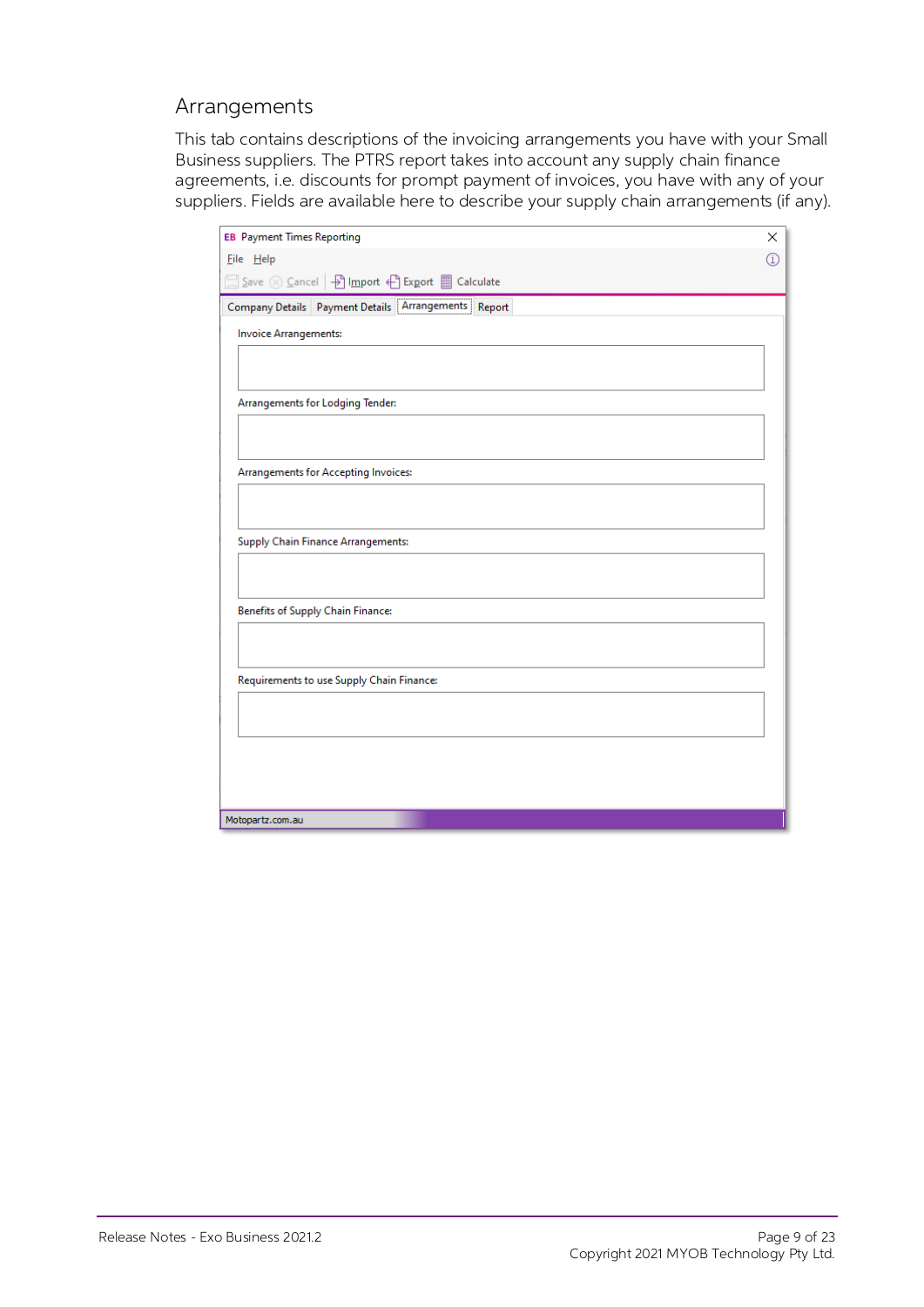## Arrangements

This tab contains descriptions of the invoicing arrangements you have with your Small Business suppliers. The PTRS report takes into account any supply chain finance agreements, i.e. discounts for prompt payment of invoices, you have with any of your suppliers. Fields are available here to describe your supply chain arrangements (if any).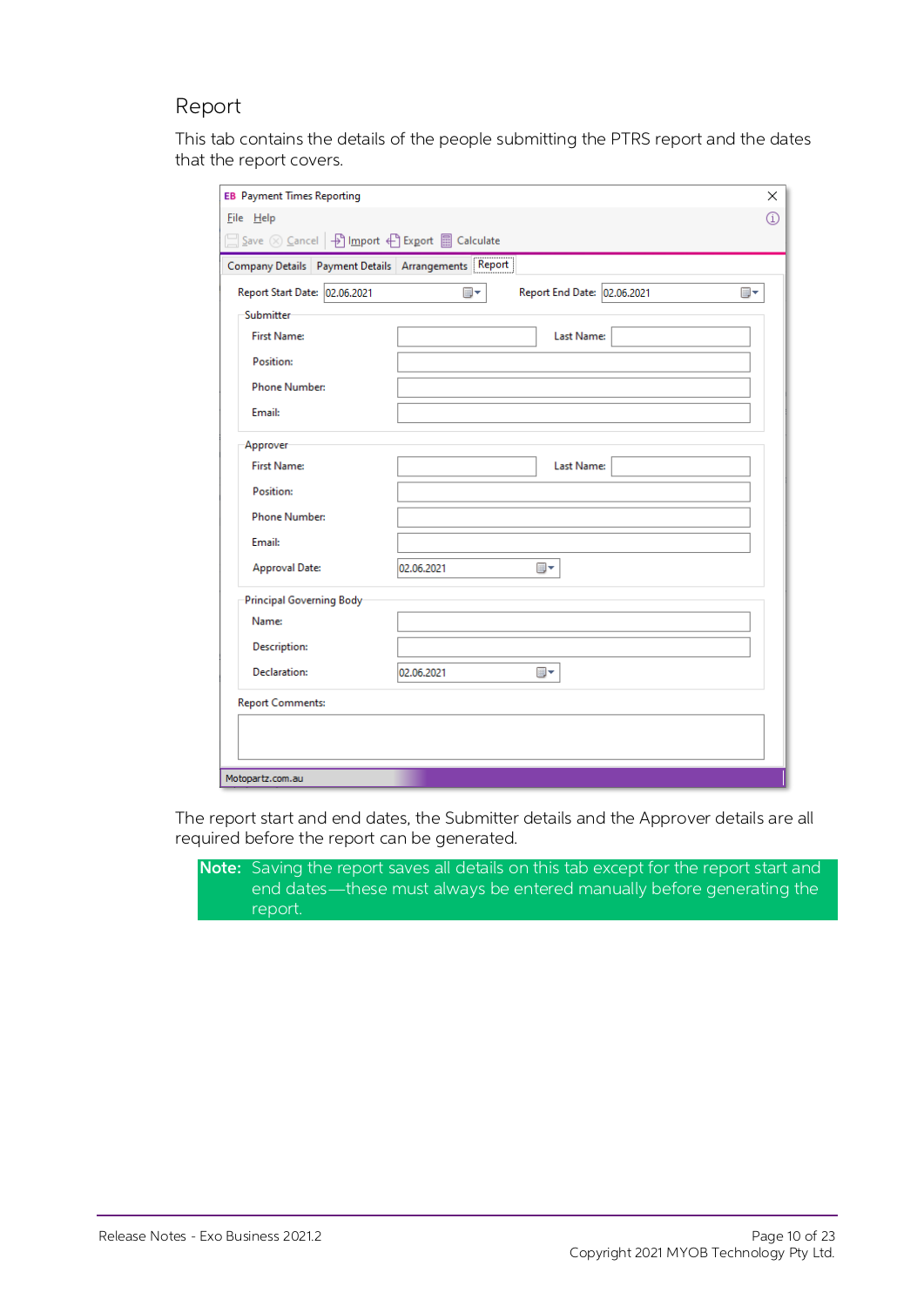## Report

This tab contains the details of the people submitting the PTRS report and the dates that the report covers.

The report start and end dates, the Submitter details and the Approver details are all required before the report can be generated.

**Note:** Saving the report saves all details on this tab except for the report start and end dates—these must always be entered manually before generating the report.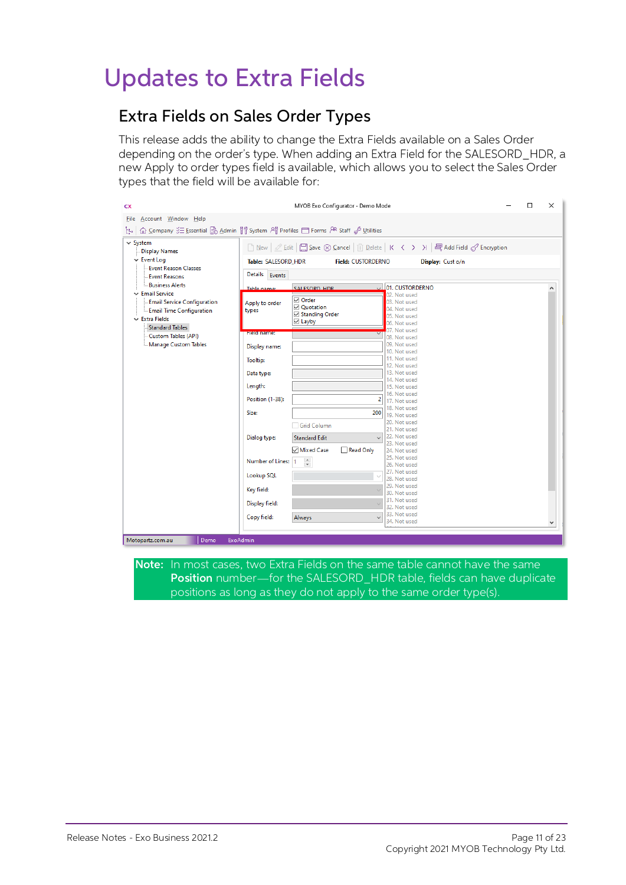# Updates to Extra Fields

## Extra Fields on Sales Order Types

This release adds the ability to change the Extra Fields available on a Sales Order depending on the order's type. When adding an Extra Field for the SALESORD_HDR, a new Apply to order types field is available, which allows you to select the Sales Order types that the field will be available for:

**Note:** In most cases, two Extra Fields on the same table cannot have the same **Position** number—for the SALESORD_HDR table, fields can have duplicate positions as long as they do not apply to the same order type(s).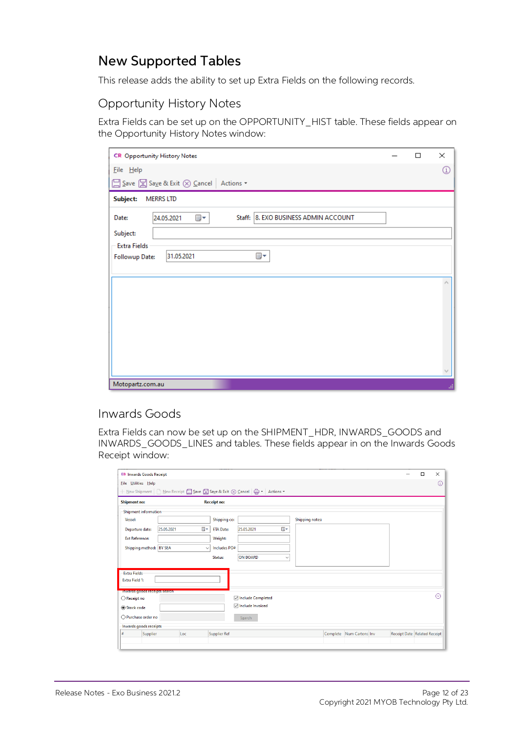## New Supported Tables

This release adds the ability to set up Extra Fields on the following records.

### Opportunity History Notes

Extra Fields can be set up on the OPPORTUNITY_HIST table. These fields appear on the Opportunity History Notes window:

### Inwards Goods

Extra Fields can now be set up on the SHIPMENT_HDR, INWARDS_GOODS and INWARDS_GOODS_LINES and tables. These fields appear in on the Inwards Goods Receipt window: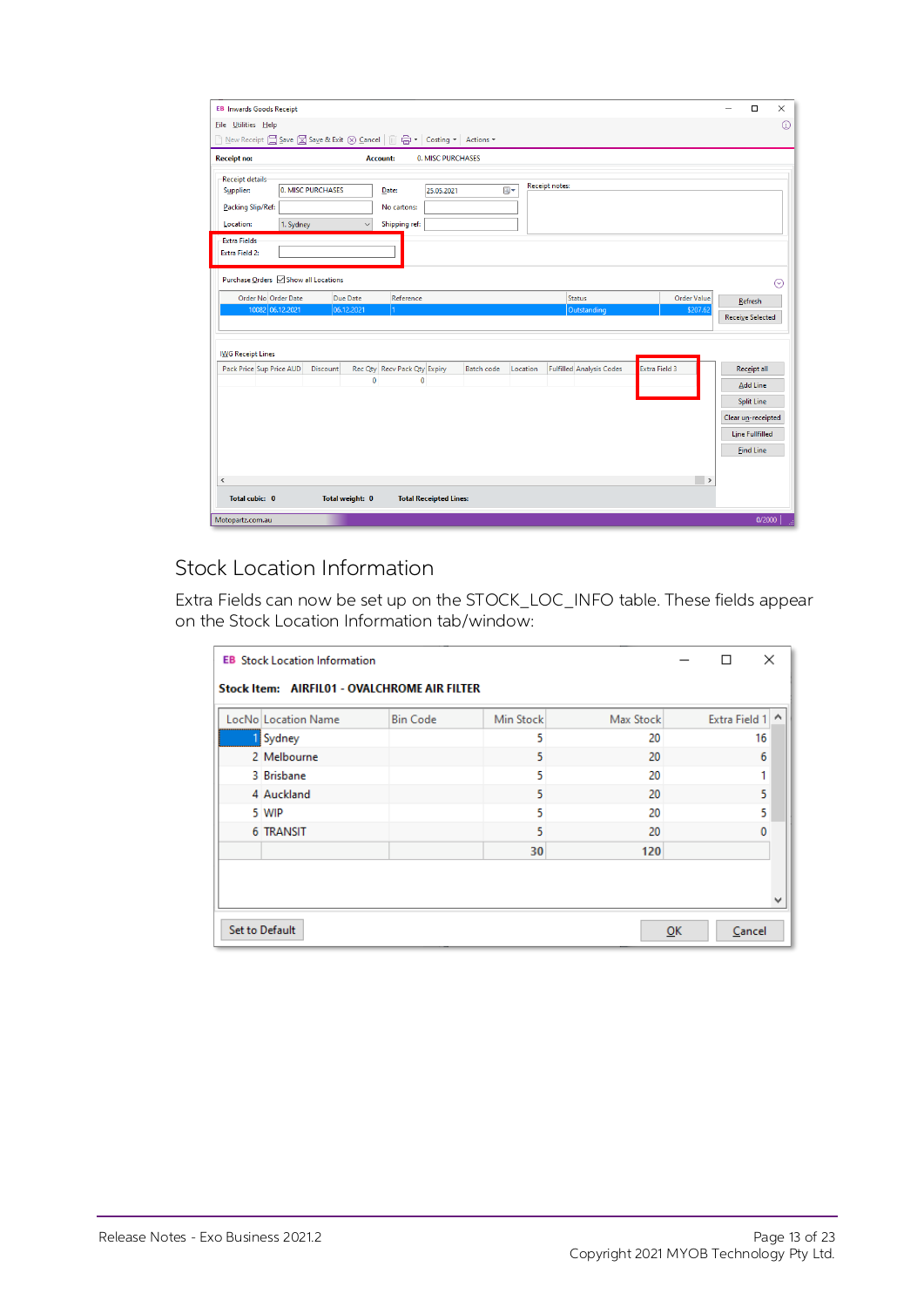## Stock Location Information

Extra Fields can now be set up on the STOCK_LOC_INFO table. These fields appear on the Stock Location Information tab/window: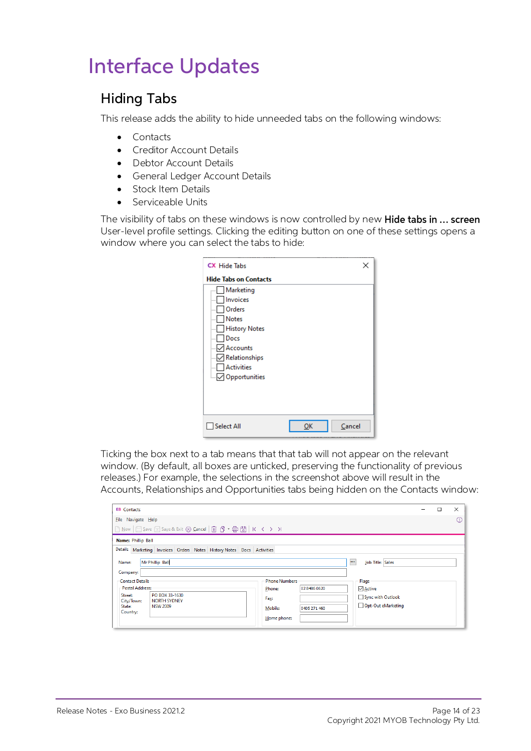# Interface Updates

## Hiding Tabs

This release adds the ability to hide unneeded tabs on the following windows:

- Contacts
- Creditor Account Details
- Debtor Account Details
- General Ledger Account Details
- Stock Item Details
- Serviceable Units

The visibility of tabs on these windows is now controlled by new **Hide tabs in ... screen** User-level profile settings. Clicking the editing button on one of these settings opens a window where you can select the tabs to hide:

Ticking the box next to a tab means that that tab will not appear on the relevant window. (By default, all boxes are unticked, preserving the functionality of previous releases.) For example, the selections in the screenshot above will result in the Accounts, Relationships and Opportunities tabs being hidden on the Contacts window: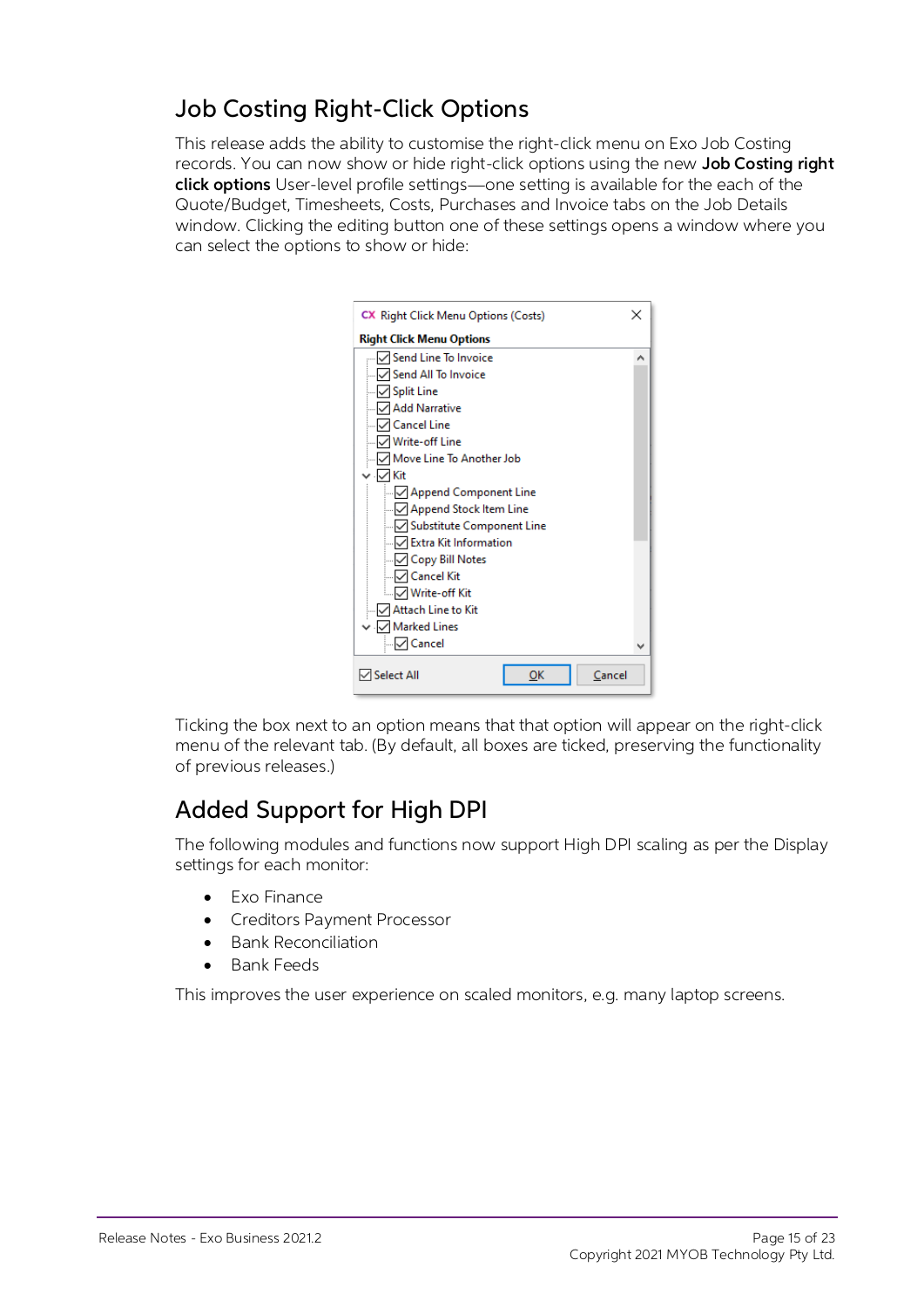## Job Costing Right-Click Options

This release adds the ability to customise the right-click menu on Exo Job Costing records. You can now show or hide right-click options using the new **Job Costing right click options** User-level profile settings—one setting is available for the each of the Quote/Budget, Timesheets, Costs, Purchases and Invoice tabs on the Job Details window. Clicking the editing button one of these settings opens a window where you can select the options to show or hide:

Ticking the box next to an option means that that option will appear on the right-click menu of the relevant tab. (By default, all boxes are ticked, preserving the functionality of previous releases.)

## Added Support for High DPI

The following modules and functions now support High DPI scaling as per the Display settings for each monitor:

- Exo Finance
- Creditors Payment Processor
- Bank Reconciliation
- Bank Feeds

This improves the user experience on scaled monitors, e.g. many laptop screens.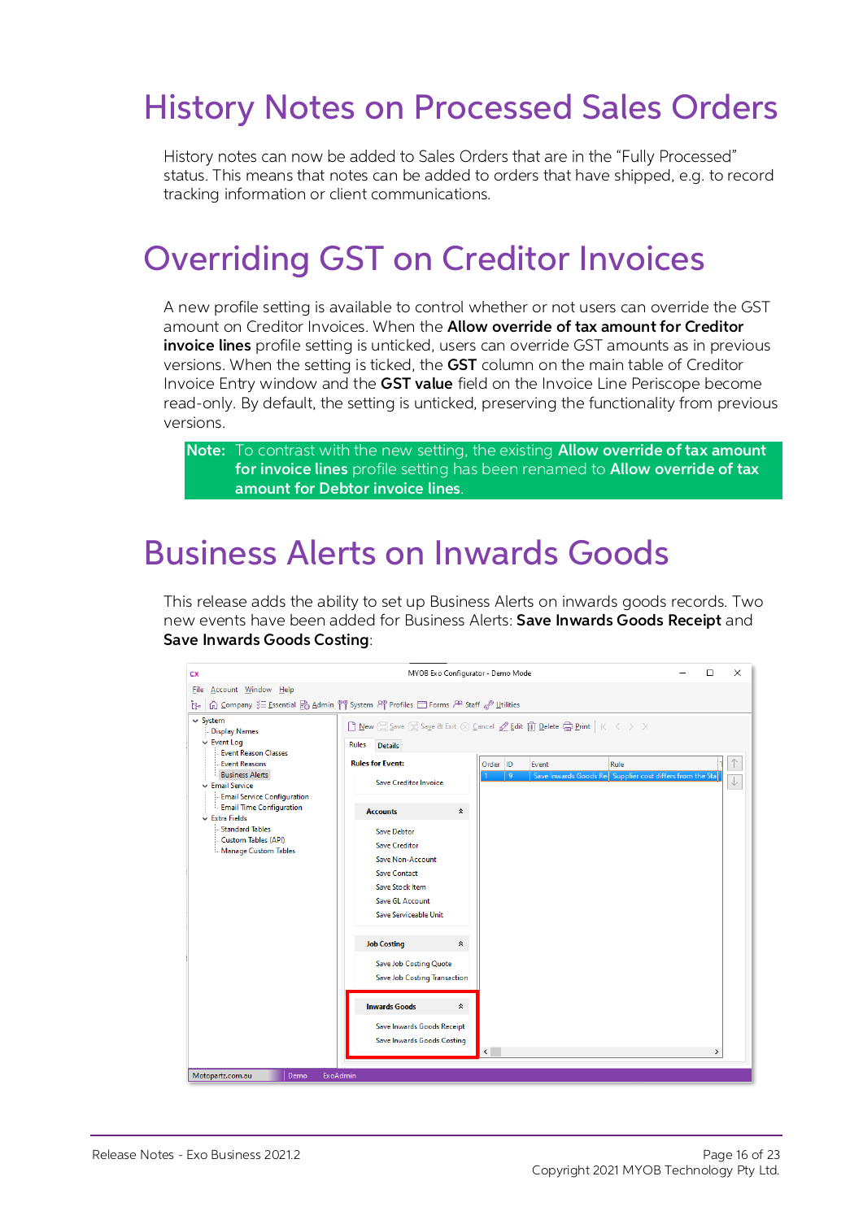# History Notes on Processed Sales Orders

History notes can now be added to Sales Orders that are in the “Fully Processed” status. This means that notes can be added to orders that have shipped, e.g. to record tracking information or client communications.

# Overriding GST on Creditor Invoices

A new profile setting is available to control whether or not users can override the GST amount on Creditor Invoices. When the **Allow override of tax amount for Creditor invoice lines** profile setting is unticked, users can override GST amounts as in previous versions. When the setting is ticked, the **GST** column on the main table of Creditor Invoice Entry window and the **GST value** field on the Invoice Line Periscope become read-only. By default, the setting is unticked, preserving the functionality from previous versions.

**Note:** To contrast with the new setting, the existing **Allow override of tax amount for invoice lines** profile setting has been renamed to **Allow override of tax amount for Debtor invoice lines**.

# Business Alerts on Inwards Goods

This release adds the ability to set up Business Alerts on inwards goods records. Two new events have been added for Business Alerts: **Save Inwards Goods Receipt** and **Save Inwards Goods Costing**: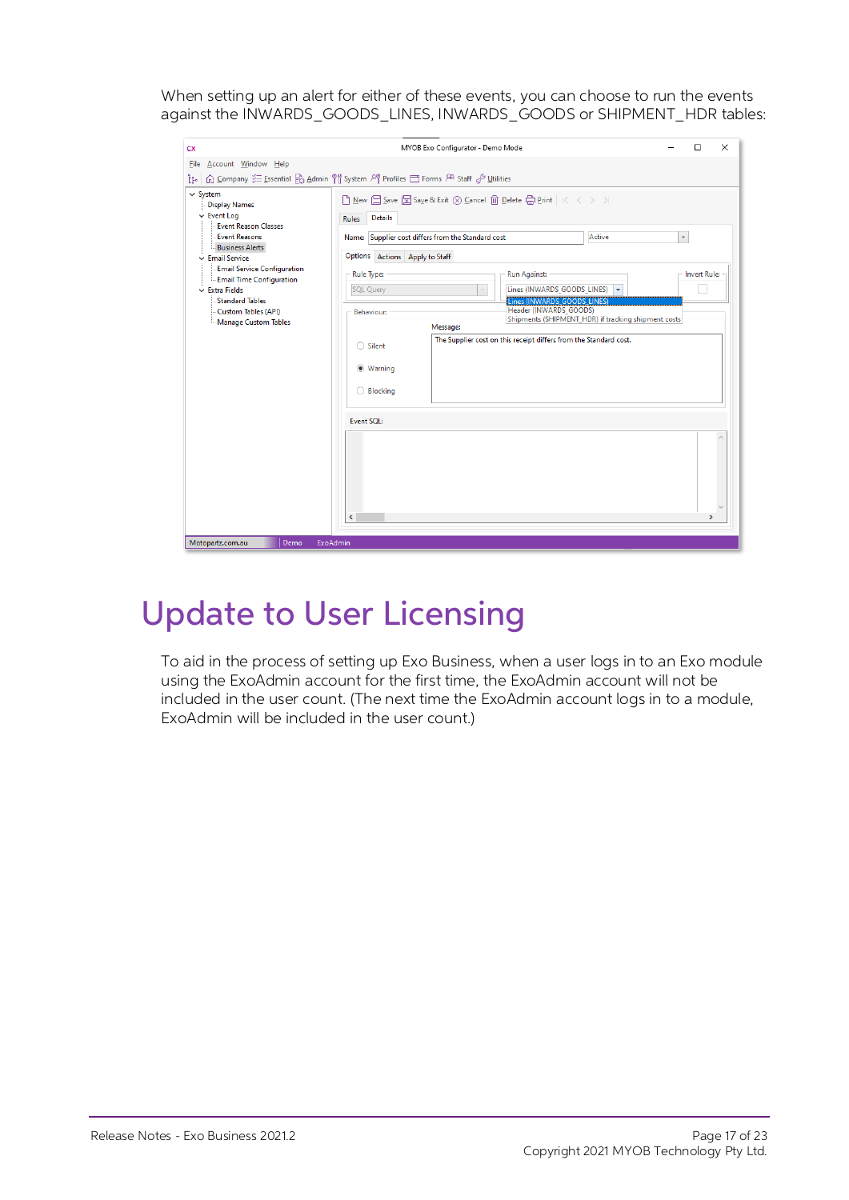When setting up an alert for either of these events, you can choose to run the events against the INWARDS_GOODS_LINES, INWARDS_GOODS or SHIPMENT_HDR tables:

# Update to User Licensing

To aid in the process of setting up Exo Business, when a user logs in to an Exo module using the ExoAdmin account for the first time, the ExoAdmin account will not be included in the user count. (The next time the ExoAdmin account logs in to a module, ExoAdmin will be included in the user count.)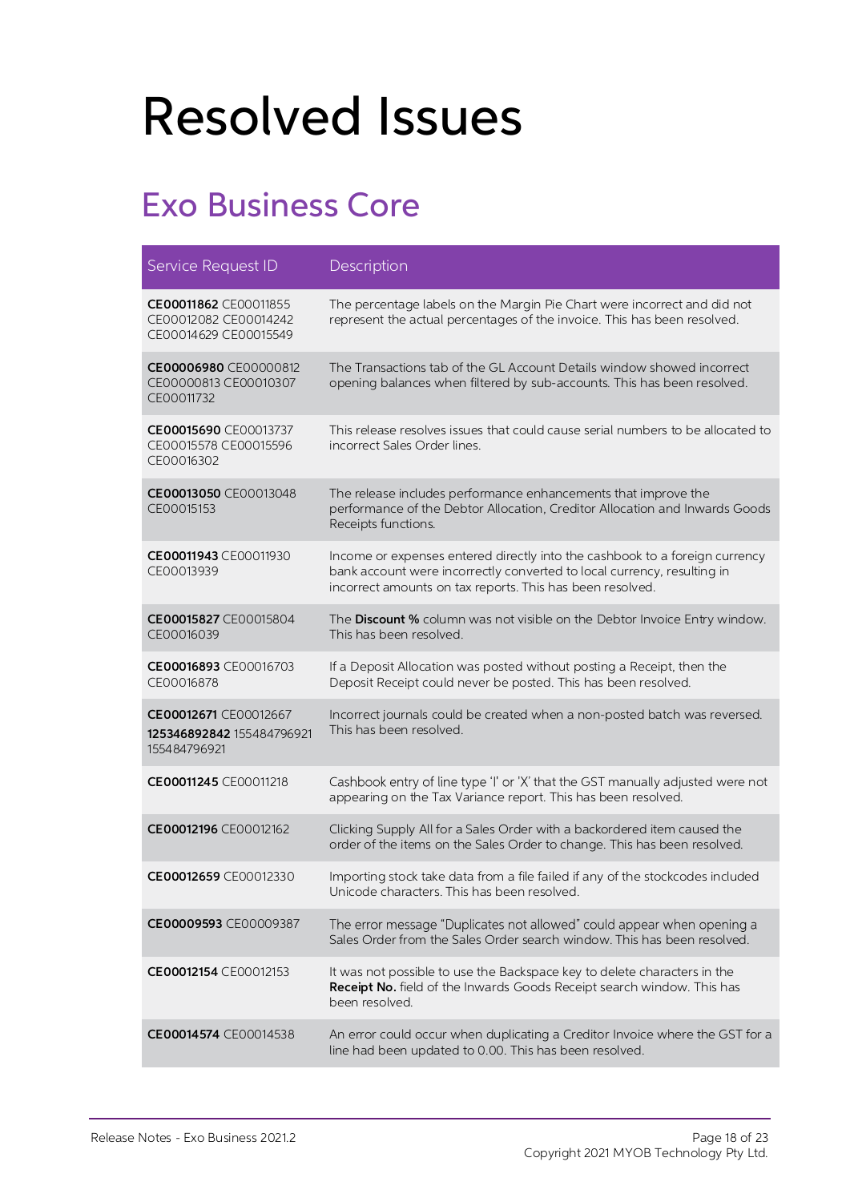# Resolved Issues

## Exo Business Core

| Service Request ID | Description |
|---|---|
| **CE00011862** CE00011855 CE00012082 CE00014242 CE00014629 CE00015549 | The percentage labels on the Margin Pie Chart were incorrect and did not represent the actual percentages of the invoice. This has been resolved. |
| **CE00006980** CE00000812 CE00000813 CE00010307 CE00011732 | The Transactions tab of the GL Account Details window showed incorrect opening balances when filtered by sub-accounts. This has been resolved. |
| **CE00015690** CE00013737 CE00015578 CE00015596 CE00016302 | This release resolves issues that could cause serial numbers to be allocated to incorrect Sales Order lines. |
| **CE00013050** CE00013048 CE00015153 | The release includes performance enhancements that improve the performance of the Debtor Allocation, Creditor Allocation and Inwards Goods Receipts functions. |
| **CE00011943** CE00011930 CE00013939 | Income or expenses entered directly into the cashbook to a foreign currency bank account were incorrectly converted to local currency, resulting in incorrect amounts on tax reports. This has been resolved. |
| **CE00015827** CE00015804 CE00016039 | The **Discount %** column was not visible on the Debtor Invoice Entry window. This has been resolved. |
| **CE00016893** CE00016703 CE00016878 | If a Deposit Allocation was posted without posting a Receipt, then the Deposit Receipt could never be posted. This has been resolved. |
| **CE00012671** CE00012667 **125346892842** 155484796921 155484796921 | Incorrect journals could be created when a non-posted batch was reversed. This has been resolved. |
| **CE00011245** CE00011218 | Cashbook entry of line type 'I' or 'X' that the GST manually adjusted were not appearing on the Tax Variance report. This has been resolved. |
| **CE00012196** CE00012162 | Clicking Supply All for a Sales Order with a backordered item caused the order of the items on the Sales Order to change. This has been resolved. |
| **CE00012659** CE00012330 | Importing stock take data from a file failed if any of the stockcodes included Unicode characters. This has been resolved. |
| **CE00009593** CE00009387 | The error message "Duplicates not allowed" could appear when opening a Sales Order from the Sales Order search window. This has been resolved. |
| **CE00012154** CE00012153 | It was not possible to use the Backspace key to delete characters in the **Receipt No.** field of the Inwards Goods Receipt search window. This has been resolved. |
| **CE00014574** CE00014538 | An error could occur when duplicating a Creditor Invoice where the GST for a line had been updated to 0.00. This has been resolved. |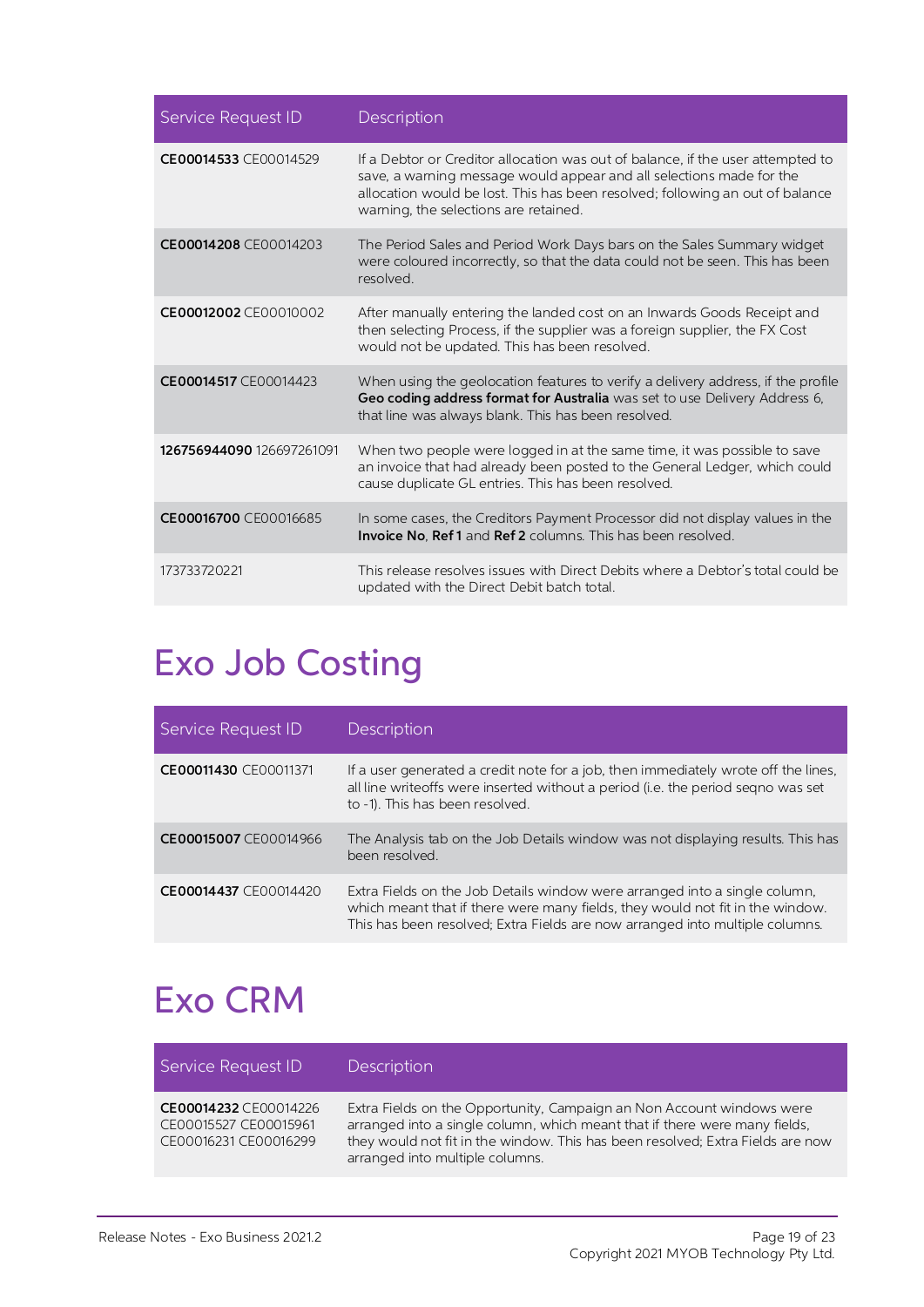| Service Request ID | Description |
|---|---|
| **CE00014533** CE00014529 | If a Debtor or Creditor allocation was out of balance, if the user attempted to save, a warning message would appear and all selections made for the allocation would be lost. This has been resolved; following an out of balance warning, the selections are retained. |
| **CE00014208** CE00014203 | The Period Sales and Period Work Days bars on the Sales Summary widget were coloured incorrectly, so that the data could not be seen. This has been resolved. |
| **CE00012002** CE00010002 | After manually entering the landed cost on an Inwards Goods Receipt and then selecting Process, if the supplier was a foreign supplier, the FX Cost would not be updated. This has been resolved. |
| **CE00014517** CE00014423 | When using the geolocation features to verify a delivery address, if the profile **Geo coding address format for Australia** was set to use Delivery Address 6, that line was always blank. This has been resolved. |
| **126756944090** 126697261091 | When two people were logged in at the same time, it was possible to save an invoice that had already been posted to the General Ledger, which could cause duplicate GL entries. This has been resolved. |
| **CE00016700** CE00016685 | In some cases, the Creditors Payment Processor did not display values in the **Invoice No**, **Ref 1** and **Ref 2** columns. This has been resolved. |
| 173733720221 | This release resolves issues with Direct Debits where a Debtor's total could be updated with the Direct Debit batch total. |

# Exo Job Costing

| Service Request ID | Description |
|---|---|
| **CE00011430** CE00011371 | If a user generated a credit note for a job, then immediately wrote off the lines, all line writeoffs were inserted without a period (i.e. the period seqno was set to -1). This has been resolved. |
| **CE00015007** CE00014966 | The Analysis tab on the Job Details window was not displaying results. This has been resolved. |
| **CE00014437** CE00014420 | Extra Fields on the Job Details window were arranged into a single column, which meant that if there were many fields, they would not fit in the window. This has been resolved; Extra Fields are now arranged into multiple columns. |

# Exo CRM

| Service Request ID | Description |
|---|---|
| **CE00014232** CE00014226 CE00015527 CE00015961 CE00016231 CE00016299 | Extra Fields on the Opportunity, Campaign an Non Account windows were arranged into a single column, which meant that if there were many fields, they would not fit in the window. This has been resolved; Extra Fields are now arranged into multiple columns. |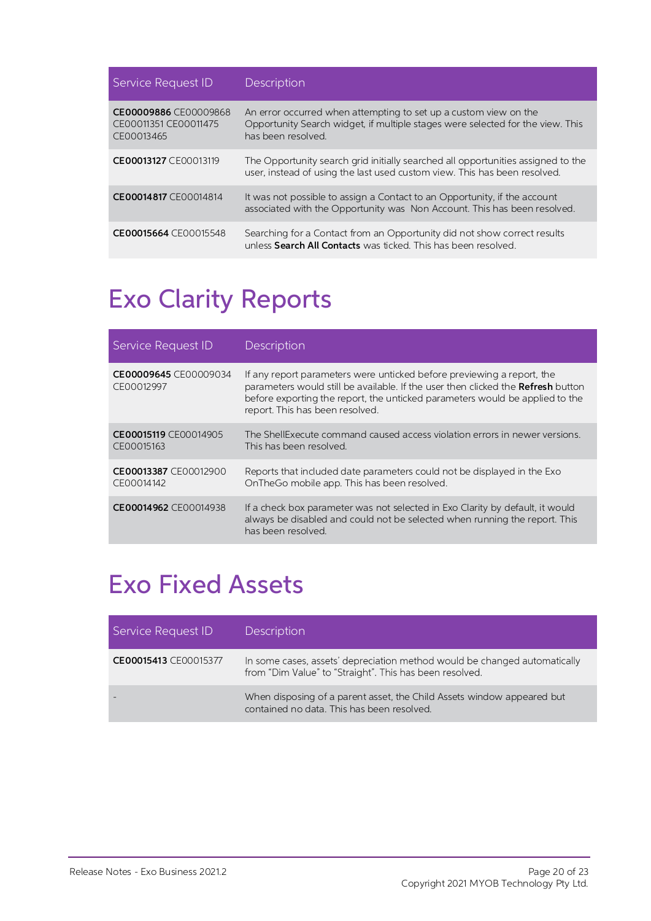| Service Request ID | Description |
| --- | --- |
| **CE00009886** CE00009868 CE00011351 CE00011475 CE00013465 | An error occurred when attempting to set up a custom view on the Opportunity Search widget, if multiple stages were selected for the view. This has been resolved. |
| **CE00013127** CE00013119 | The Opportunity search grid initially searched all opportunities assigned to the user, instead of using the last used custom view. This has been resolved. |
| **CE00014817** CE00014814 | It was not possible to assign a Contact to an Opportunity, if the account associated with the Opportunity was Non Account. This has been resolved. |
| **CE00015664** CE00015548 | Searching for a Contact from an Opportunity did not show correct results unless **Search All Contacts** was ticked. This has been resolved. |

# Exo Clarity Reports

| Service Request ID | Description |
| --- | --- |
| **CE00009645** CE00009034 CE00012997 | If any report parameters were unticked before previewing a report, the parameters would still be available. If the user then clicked the **Refresh** button before exporting the report, the unticked parameters would be applied to the report. This has been resolved. |
| **CE00015119** CE00014905 CE00015163 | The ShellExecute command caused access violation errors in newer versions. This has been resolved. |
| **CE00013387** CE00012900 CE00014142 | Reports that included date parameters could not be displayed in the Exo OnTheGo mobile app. This has been resolved. |
| **CE00014962** CE00014938 | If a check box parameter was not selected in Exo Clarity by default, it would always be disabled and could not be selected when running the report. This has been resolved. |

# Exo Fixed Assets

| Service Request ID | Description |
| --- | --- |
| **CE00015413** CE00015377 | In some cases, assets' depreciation method would be changed automatically from "Dim Value" to "Straight". This has been resolved. |
| - | When disposing of a parent asset, the Child Assets window appeared but contained no data. This has been resolved. |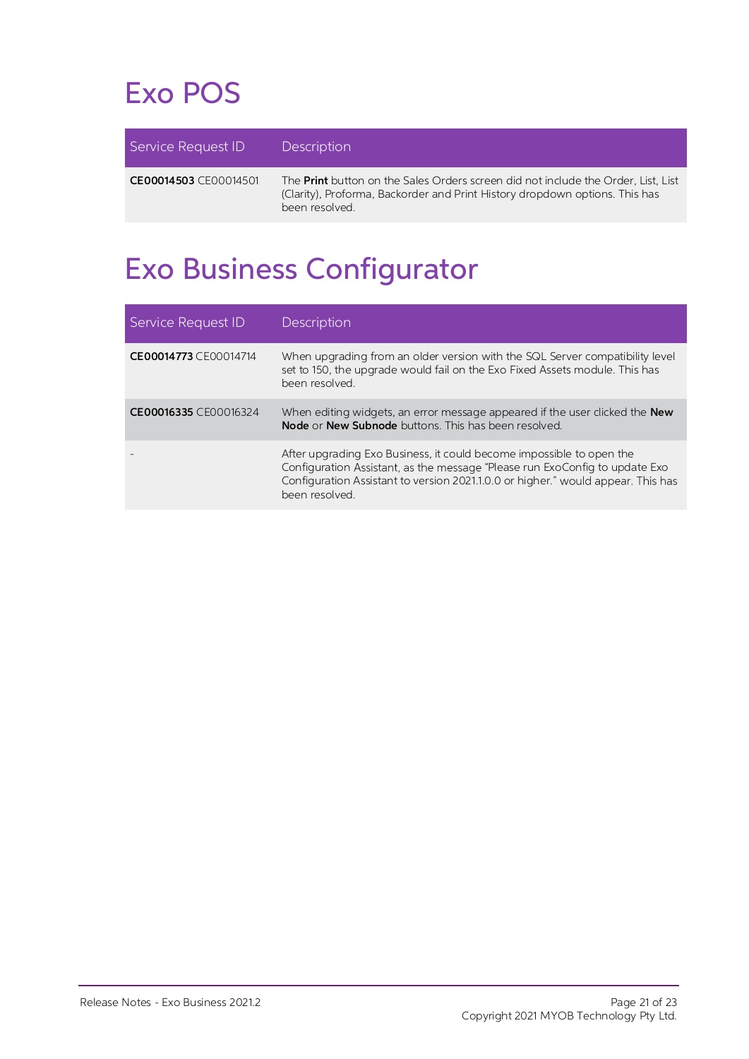# Exo POS

| Service Request ID | Description |
|---|---|
| **CE00014503** CE00014501 | The **Print** button on the Sales Orders screen did not include the Order, List, List (Clarity), Proforma, Backorder and Print History dropdown options. This has been resolved. |

# Exo Business Configurator

| Service Request ID | Description |
|---|---|
| **CE00014773** CE00014714 | When upgrading from an older version with the SQL Server compatibility level set to 150, the upgrade would fail on the Exo Fixed Assets module. This has been resolved. |
| **CE00016335** CE00016324 | When editing widgets, an error message appeared if the user clicked the **New Node** or **New Subnode** buttons. This has been resolved. |
| - | After upgrading Exo Business, it could become impossible to open the Configuration Assistant, as the message "Please run ExoConfig to update Exo Configuration Assistant to version 2021.1.0.0 or higher." would appear. This has been resolved. |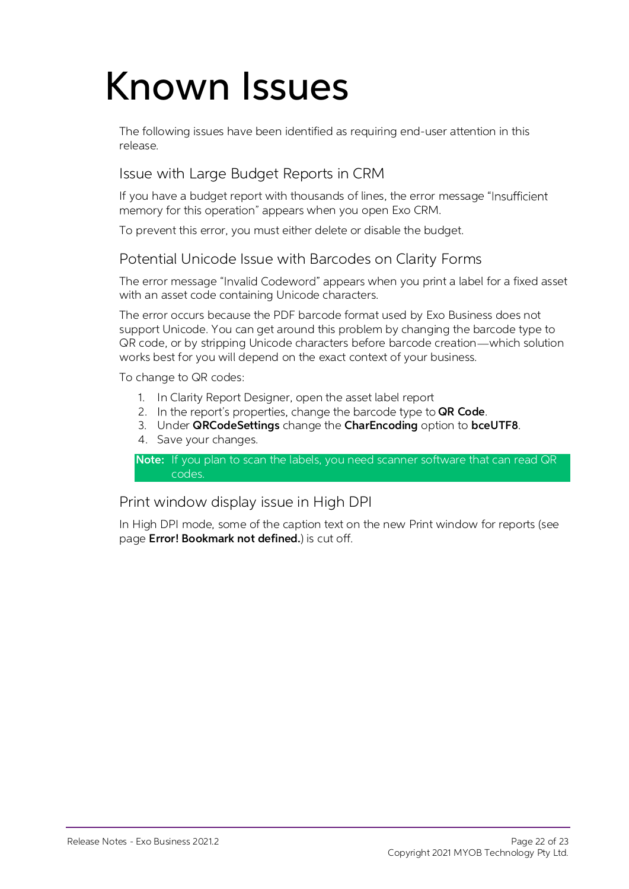# Known Issues

The following issues have been identified as requiring end-user attention in this release.

## Issue with Large Budget Reports in CRM

If you have a budget report with thousands of lines, the error message "Insufficient memory for this operation" appears when you open Exo CRM.

To prevent this error, you must either delete or disable the budget.

## Potential Unicode Issue with Barcodes on Clarity Forms

The error message "Invalid Codeword" appears when you print a label for a fixed asset with an asset code containing Unicode characters.

The error occurs because the PDF barcode format used by Exo Business does not support Unicode. You can get around this problem by changing the barcode type to QR code, or by stripping Unicode characters before barcode creation—which solution works best for you will depend on the exact context of your business.

To change to QR codes:

1. In Clarity Report Designer, open the asset label report
2. In the report's properties, change the barcode type to **QR Code**.
3. Under **QRCodeSettings** change the **CharEncoding** option to **bceUTF8**.
4. Save your changes.

> **Note:** If you plan to scan the labels, you need scanner software that can read QR codes.

## Print window display issue in High DPI

In High DPI mode, some of the caption text on the new Print window for reports (see page **Error! Bookmark not defined.**) is cut off.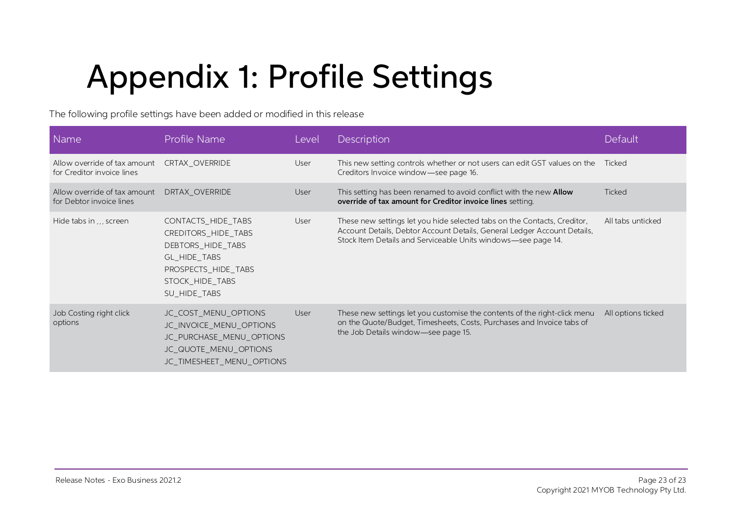# Appendix 1: Profile Settings

The following profile settings have been added or modified in this release

| Name | Profile Name | Level | Description | Default |
| --- | --- | --- | --- | --- |
| Allow override of tax amount for Creditor invoice lines | CRTAX_OVERRIDE | User | This new setting controls whether or not users can edit GST values on the Creditors Invoice window—see page 16. | Ticked |
| Allow override of tax amount for Debtor invoice lines | DRTAX_OVERRIDE | User | This setting has been renamed to avoid conflict with the new **Allow override of tax amount for Creditor invoice lines** setting. | Ticked |
| Hide tabs in … screen | CONTACTS_HIDE_TABS<br>CREDITORS_HIDE_TABS<br>DEBTORS_HIDE_TABS<br>GL_HIDE_TABS<br>PROSPECTS_HIDE_TABS<br>STOCK_HIDE_TABS<br>SU_HIDE_TABS | User | These new settings let you hide selected tabs on the Contacts, Creditor, Account Details, Debtor Account Details, General Ledger Account Details, Stock Item Details and Serviceable Units windows—see page 14. | All tabs unticked |
| Job Costing right click options | JC_COST_MENU_OPTIONS<br>JC_INVOICE_MENU_OPTIONS<br>JC_PURCHASE_MENU_OPTIONS<br>JC_QUOTE_MENU_OPTIONS<br>JC_TIMESHEET_MENU_OPTIONS | User | These new settings let you customise the contents of the right-click menu on the Quote/Budget, Timesheets, Costs, Purchases and Invoice tabs of the Job Details window—see page 15. | All options ticked |